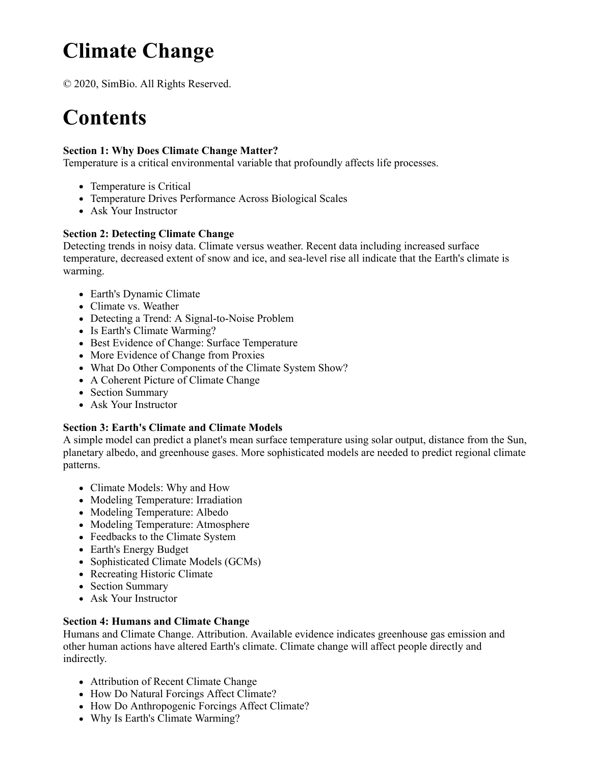# Climate Change

© 2020, SimBio. All Rights Reserved.

# Contents

**Section 1: Why Does Climate Change Matter?**
Temperature is a critical environmental variable that profoundly affects life processes.

- Temperature is Critical
- Temperature Drives Performance Across Biological Scales
- Ask Your Instructor

**Section 2: Detecting Climate Change**
Detecting trends in noisy data. Climate versus weather. Recent data including increased surface temperature, decreased extent of snow and ice, and sea-level rise all indicate that the Earth's climate is warming.

- Earth's Dynamic Climate
- Climate vs. Weather
- Detecting a Trend: A Signal-to-Noise Problem
- Is Earth's Climate Warming?
- Best Evidence of Change: Surface Temperature
- More Evidence of Change from Proxies
- What Do Other Components of the Climate System Show?
- A Coherent Picture of Climate Change
- Section Summary
- Ask Your Instructor

**Section 3: Earth's Climate and Climate Models**
A simple model can predict a planet's mean surface temperature using solar output, distance from the Sun, planetary albedo, and greenhouse gases. More sophisticated models are needed to predict regional climate patterns.

- Climate Models: Why and How
- Modeling Temperature: Irradiation
- Modeling Temperature: Albedo
- Modeling Temperature: Atmosphere
- Feedbacks to the Climate System
- Earth's Energy Budget
- Sophisticated Climate Models (GCMs)
- Recreating Historic Climate
- Section Summary
- Ask Your Instructor

**Section 4: Humans and Climate Change**
Humans and Climate Change. Attribution. Available evidence indicates greenhouse gas emission and other human actions have altered Earth's climate. Climate change will affect people directly and indirectly.

- Attribution of Recent Climate Change
- How Do Natural Forcings Affect Climate?
- How Do Anthropogenic Forcings Affect Climate?
- Why Is Earth's Climate Warming?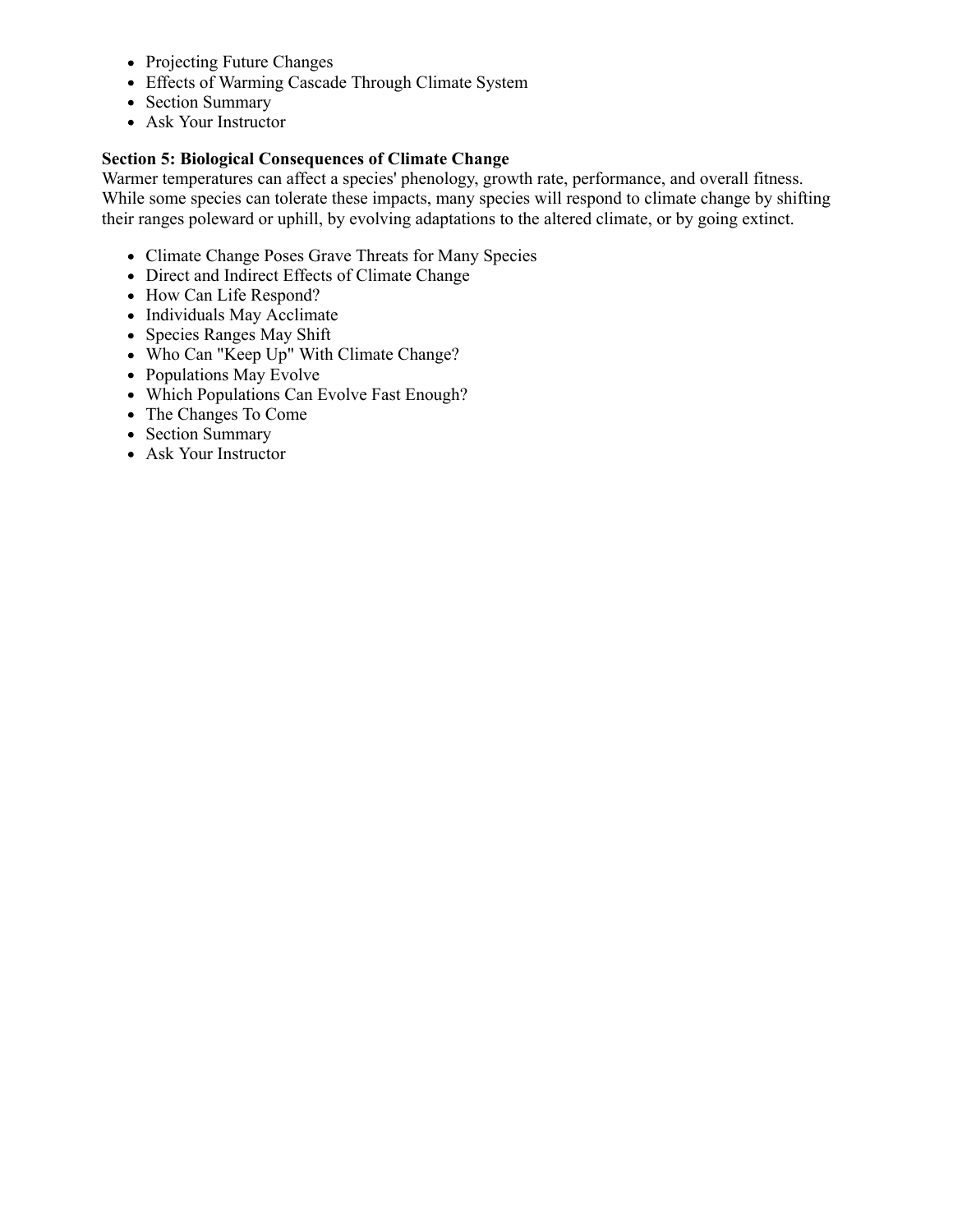- Projecting Future Changes
- Effects of Warming Cascade Through Climate System
- Section Summary
- Ask Your Instructor

**Section 5: Biological Consequences of Climate Change**
Warmer temperatures can affect a species' phenology, growth rate, performance, and overall fitness. While some species can tolerate these impacts, many species will respond to climate change by shifting their ranges poleward or uphill, by evolving adaptations to the altered climate, or by going extinct.

- Climate Change Poses Grave Threats for Many Species
- Direct and Indirect Effects of Climate Change
- How Can Life Respond?
- Individuals May Acclimate
- Species Ranges May Shift
- Who Can "Keep Up" With Climate Change?
- Populations May Evolve
- Which Populations Can Evolve Fast Enough?
- The Changes To Come
- Section Summary
- Ask Your Instructor